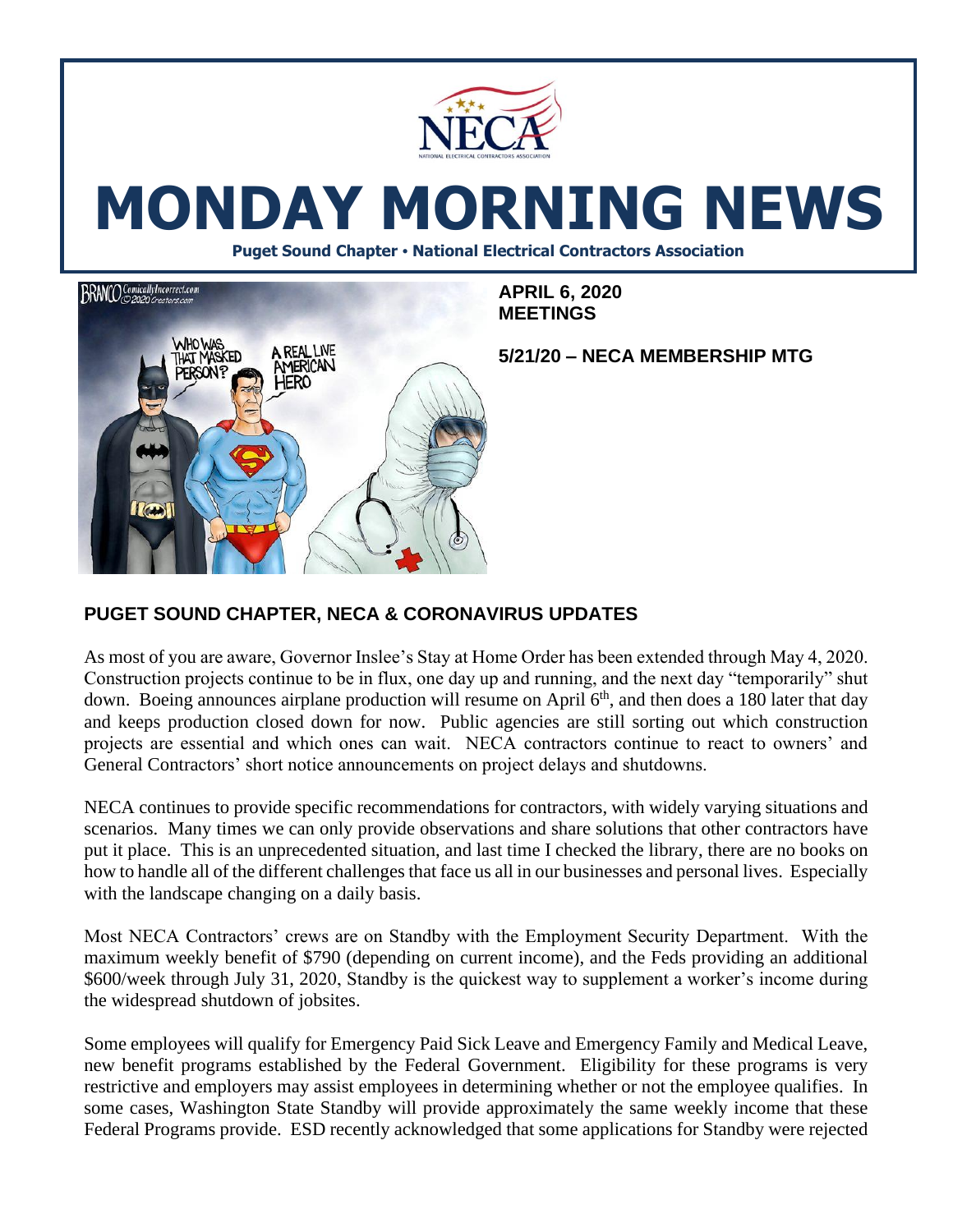# MONDAY MORNING NEWS

**Puget Sound Chapter • National Electrical Contractors Association**

**APRIL 6, 2020**
**MEETINGS**

**5/21/20 – NECA MEMBERSHIP MTG**

## PUGET SOUND CHAPTER, NECA & CORONAVIRUS UPDATES

As most of you are aware, Governor Inslee's Stay at Home Order has been extended through May 4, 2020. Construction projects continue to be in flux, one day up and running, and the next day "temporarily" shut down. Boeing announces airplane production will resume on April 6th, and then does a 180 later that day and keeps production closed down for now. Public agencies are still sorting out which construction projects are essential and which ones can wait. NECA contractors continue to react to owners' and General Contractors' short notice announcements on project delays and shutdowns.

NECA continues to provide specific recommendations for contractors, with widely varying situations and scenarios. Many times we can only provide observations and share solutions that other contractors have put it place. This is an unprecedented situation, and last time I checked the library, there are no books on how to handle all of the different challenges that face us all in our businesses and personal lives. Especially with the landscape changing on a daily basis.

Most NECA Contractors' crews are on Standby with the Employment Security Department. With the maximum weekly benefit of $790 (depending on current income), and the Feds providing an additional $600/week through July 31, 2020, Standby is the quickest way to supplement a worker's income during the widespread shutdown of jobsites.

Some employees will qualify for Emergency Paid Sick Leave and Emergency Family and Medical Leave, new benefit programs established by the Federal Government. Eligibility for these programs is very restrictive and employers may assist employees in determining whether or not the employee qualifies. In some cases, Washington State Standby will provide approximately the same weekly income that these Federal Programs provide. ESD recently acknowledged that some applications for Standby were rejected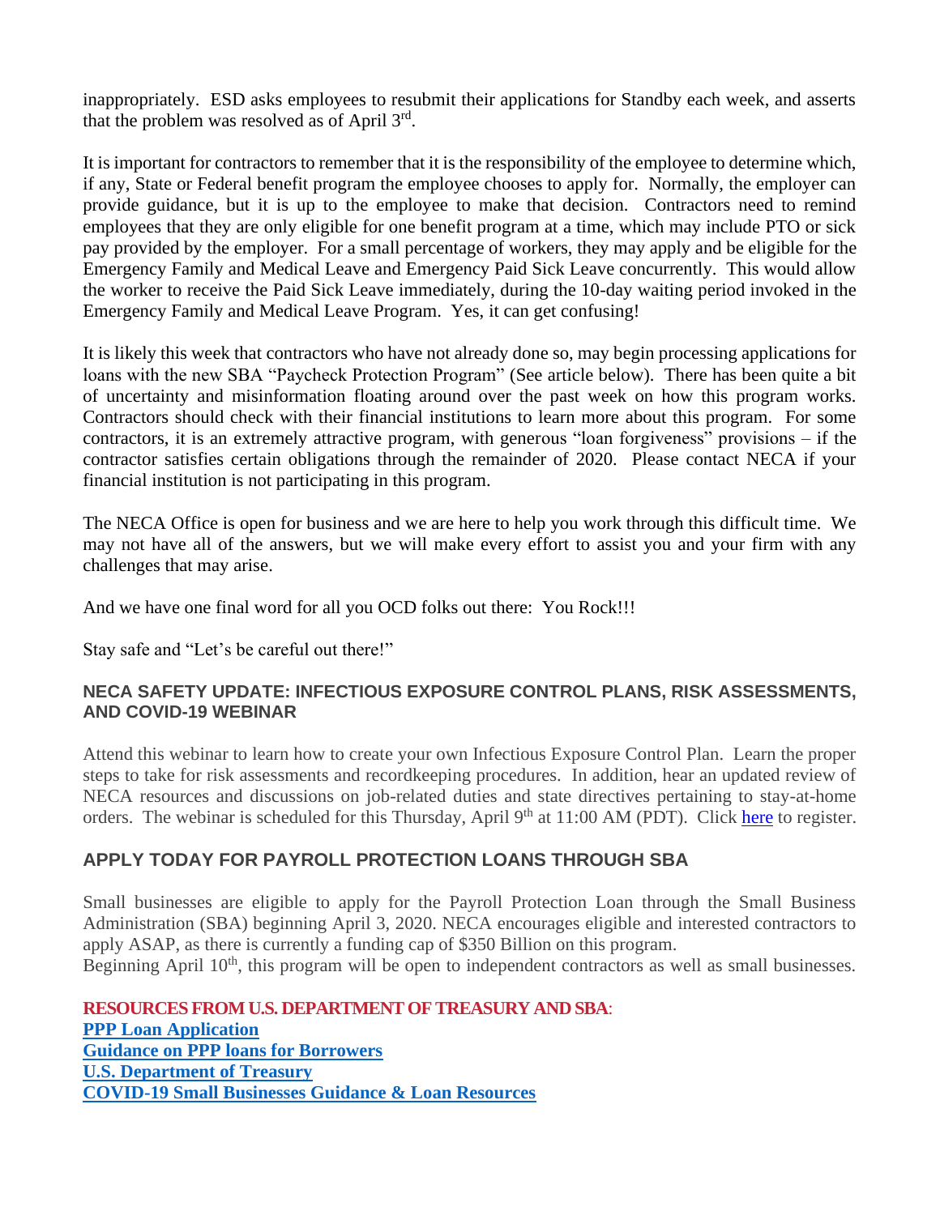inappropriately. ESD asks employees to resubmit their applications for Standby each week, and asserts that the problem was resolved as of April 3rd.

It is important for contractors to remember that it is the responsibility of the employee to determine which, if any, State or Federal benefit program the employee chooses to apply for. Normally, the employer can provide guidance, but it is up to the employee to make that decision. Contractors need to remind employees that they are only eligible for one benefit program at a time, which may include PTO or sick pay provided by the employer. For a small percentage of workers, they may apply and be eligible for the Emergency Family and Medical Leave and Emergency Paid Sick Leave concurrently. This would allow the worker to receive the Paid Sick Leave immediately, during the 10-day waiting period invoked in the Emergency Family and Medical Leave Program. Yes, it can get confusing!

It is likely this week that contractors who have not already done so, may begin processing applications for loans with the new SBA "Paycheck Protection Program" (See article below). There has been quite a bit of uncertainty and misinformation floating around over the past week on how this program works. Contractors should check with their financial institutions to learn more about this program. For some contractors, it is an extremely attractive program, with generous "loan forgiveness" provisions – if the contractor satisfies certain obligations through the remainder of 2020. Please contact NECA if your financial institution is not participating in this program.

The NECA Office is open for business and we are here to help you work through this difficult time. We may not have all of the answers, but we will make every effort to assist you and your firm with any challenges that may arise.

And we have one final word for all you OCD folks out there: You Rock!!!

Stay safe and "Let's be careful out there!"

### NECA SAFETY UPDATE: INFECTIOUS EXPOSURE CONTROL PLANS, RISK ASSESSMENTS, AND COVID-19 WEBINAR

Attend this webinar to learn how to create your own Infectious Exposure Control Plan. Learn the proper steps to take for risk assessments and recordkeeping procedures. In addition, hear an updated review of NECA resources and discussions on job-related duties and state directives pertaining to stay-at-home orders. The webinar is scheduled for this Thursday, April 9th at 11:00 AM (PDT). Click here to register.

### APPLY TODAY FOR PAYROLL PROTECTION LOANS THROUGH SBA

Small businesses are eligible to apply for the Payroll Protection Loan through the Small Business Administration (SBA) beginning April 3, 2020. NECA encourages eligible and interested contractors to apply ASAP, as there is currently a funding cap of $350 Billion on this program.
Beginning April 10th, this program will be open to independent contractors as well as small businesses.

**RESOURCES FROM U.S. DEPARTMENT OF TREASURY AND SBA:**
**PPP Loan Application**
**Guidance on PPP loans for Borrowers**
**U.S. Department of Treasury**
**COVID-19 Small Businesses Guidance & Loan Resources**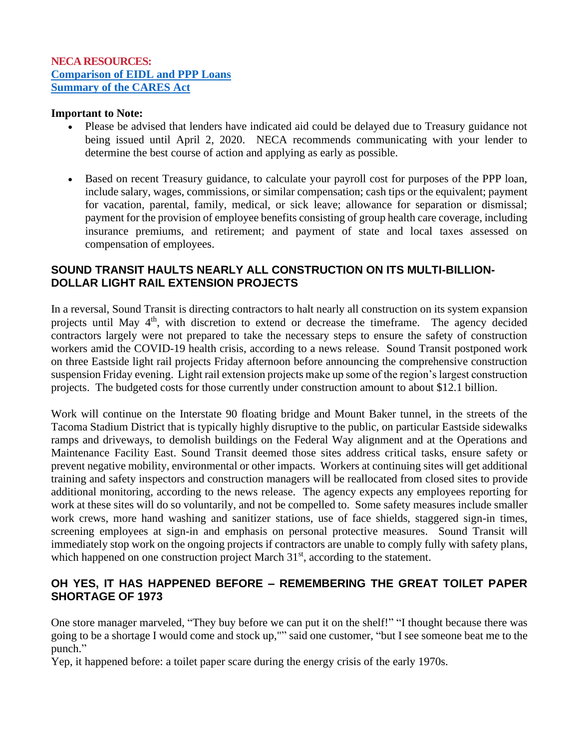**NECA RESOURCES:**
**[Comparison of EIDL and PPP Loans]**
**[Summary of the CARES Act]**

**Important to Note:**

- Please be advised that lenders have indicated aid could be delayed due to Treasury guidance not being issued until April 2, 2020. NECA recommends communicating with your lender to determine the best course of action and applying as early as possible.

- Based on recent Treasury guidance, to calculate your payroll cost for purposes of the PPP loan, include salary, wages, commissions, or similar compensation; cash tips or the equivalent; payment for vacation, parental, family, medical, or sick leave; allowance for separation or dismissal; payment for the provision of employee benefits consisting of group health care coverage, including insurance premiums, and retirement; and payment of state and local taxes assessed on compensation of employees.

## SOUND TRANSIT HAULTS NEARLY ALL CONSTRUCTION ON ITS MULTI-BILLION-DOLLAR LIGHT RAIL EXTENSION PROJECTS

In a reversal, Sound Transit is directing contractors to halt nearly all construction on its system expansion projects until May 4th, with discretion to extend or decrease the timeframe. The agency decided contractors largely were not prepared to take the necessary steps to ensure the safety of construction workers amid the COVID-19 health crisis, according to a news release. Sound Transit postponed work on three Eastside light rail projects Friday afternoon before announcing the comprehensive construction suspension Friday evening. Light rail extension projects make up some of the region's largest construction projects. The budgeted costs for those currently under construction amount to about $12.1 billion.

Work will continue on the Interstate 90 floating bridge and Mount Baker tunnel, in the streets of the Tacoma Stadium District that is typically highly disruptive to the public, on particular Eastside sidewalks ramps and driveways, to demolish buildings on the Federal Way alignment and at the Operations and Maintenance Facility East. Sound Transit deemed those sites address critical tasks, ensure safety or prevent negative mobility, environmental or other impacts. Workers at continuing sites will get additional training and safety inspectors and construction managers will be reallocated from closed sites to provide additional monitoring, according to the news release. The agency expects any employees reporting for work at these sites will do so voluntarily, and not be compelled to. Some safety measures include smaller work crews, more hand washing and sanitizer stations, use of face shields, staggered sign-in times, screening employees at sign-in and emphasis on personal protective measures. Sound Transit will immediately stop work on the ongoing projects if contractors are unable to comply fully with safety plans, which happened on one construction project March 31st, according to the statement.

## OH YES, IT HAS HAPPENED BEFORE – REMEMBERING THE GREAT TOILET PAPER SHORTAGE OF 1973

One store manager marveled, "They buy before we can put it on the shelf!" "I thought because there was going to be a shortage I would come and stock up,"" said one customer, "but I see someone beat me to the punch."

Yep, it happened before: a toilet paper scare during the energy crisis of the early 1970s.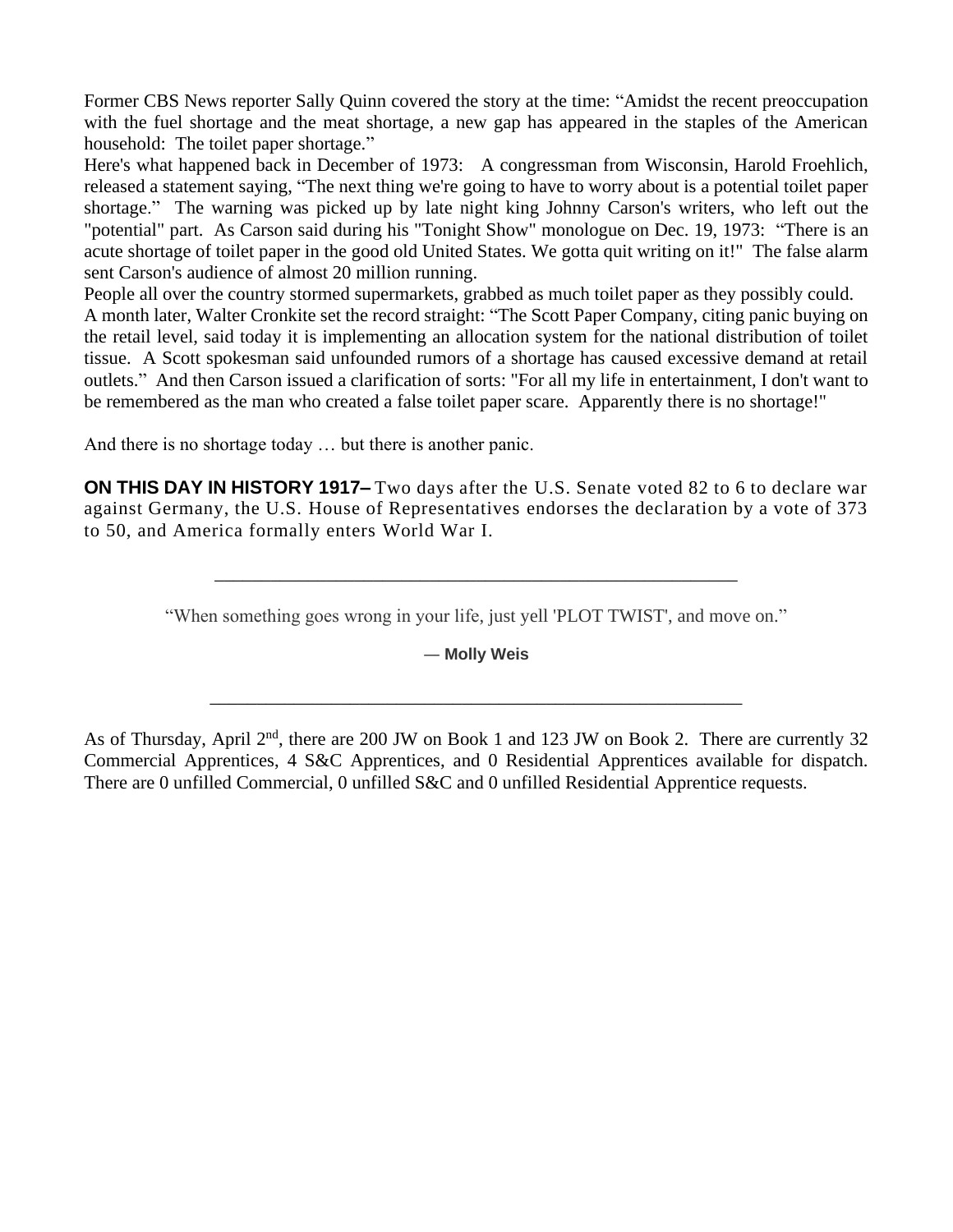Former CBS News reporter Sally Quinn covered the story at the time: "Amidst the recent preoccupation with the fuel shortage and the meat shortage, a new gap has appeared in the staples of the American household: The toilet paper shortage."

Here's what happened back in December of 1973: A congressman from Wisconsin, Harold Froehlich, released a statement saying, "The next thing we're going to have to worry about is a potential toilet paper shortage." The warning was picked up by late night king Johnny Carson's writers, who left out the "potential" part. As Carson said during his "Tonight Show" monologue on Dec. 19, 1973: "There is an acute shortage of toilet paper in the good old United States. We gotta quit writing on it!" The false alarm sent Carson's audience of almost 20 million running.

People all over the country stormed supermarkets, grabbed as much toilet paper as they possibly could.

A month later, Walter Cronkite set the record straight: "The Scott Paper Company, citing panic buying on the retail level, said today it is implementing an allocation system for the national distribution of toilet tissue. A Scott spokesman said unfounded rumors of a shortage has caused excessive demand at retail outlets." And then Carson issued a clarification of sorts: "For all my life in entertainment, I don't want to be remembered as the man who created a false toilet paper scare. Apparently there is no shortage!"

And there is no shortage today … but there is another panic.

**ON THIS DAY IN HISTORY 1917–** Two days after the U.S. Senate voted 82 to 6 to declare war against Germany, the U.S. House of Representatives endorses the declaration by a vote of 373 to 50, and America formally enters World War I.

---

"When something goes wrong in your life, just yell 'PLOT TWIST', and move on."

**— Molly Weis**

---

As of Thursday, April 2nd, there are 200 JW on Book 1 and 123 JW on Book 2. There are currently 32 Commercial Apprentices, 4 S&C Apprentices, and 0 Residential Apprentices available for dispatch. There are 0 unfilled Commercial, 0 unfilled S&C and 0 unfilled Residential Apprentice requests.